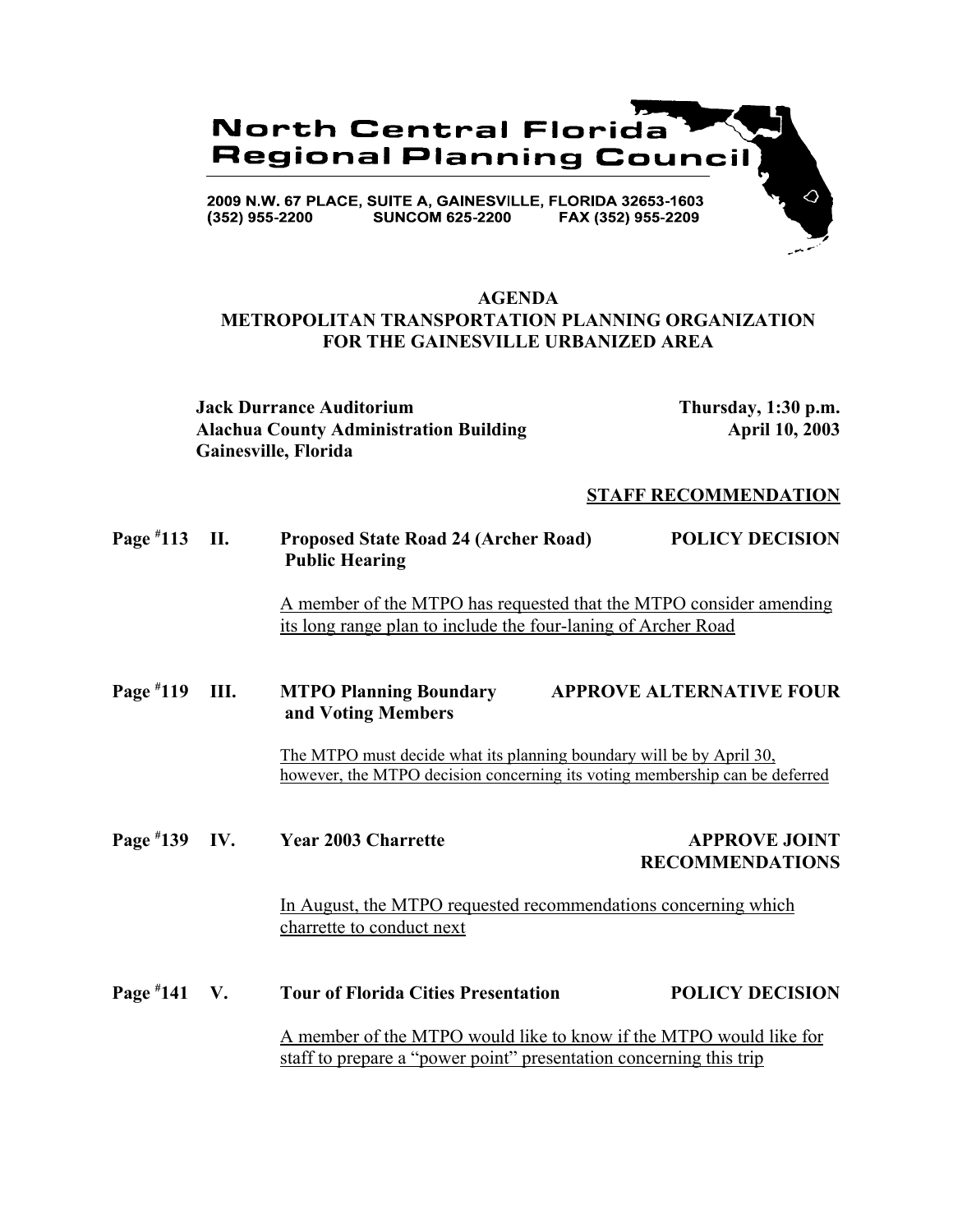# North Central Florida Regional Planning Council

2009 N.W. 67 PLACE, SUITE A, GAINESVILLE, FLORIDA 32653-1603
(352) 955-2200 SUNCOM 625-2200 FAX (352) 955-2209

## AGENDA
## METROPOLITAN TRANSPORTATION PLANNING ORGANIZATION FOR THE GAINESVILLE URBANIZED AREA

**Jack Durrance Auditorium**
**Alachua County Administration Building**
**Gainesville, Florida**

**Thursday, 1:30 p.m.**
**April 10, 2003**

**STAFF RECOMMENDATION**

**Page #113 II. Proposed State Road 24 (Archer Road) Public Hearing** — **POLICY DECISION**

A member of the MTPO has requested that the MTPO consider amending its long range plan to include the four-laning of Archer Road

**Page #119 III. MTPO Planning Boundary and Voting Members** — **APPROVE ALTERNATIVE FOUR**

The MTPO must decide what its planning boundary will be by April 30, however, the MTPO decision concerning its voting membership can be deferred

**Page #139 IV. Year 2003 Charrette** — **APPROVE JOINT RECOMMENDATIONS**

In August, the MTPO requested recommendations concerning which charrette to conduct next

**Page #141 V. Tour of Florida Cities Presentation** — **POLICY DECISION**

A member of the MTPO would like to know if the MTPO would like for staff to prepare a "power point" presentation concerning this trip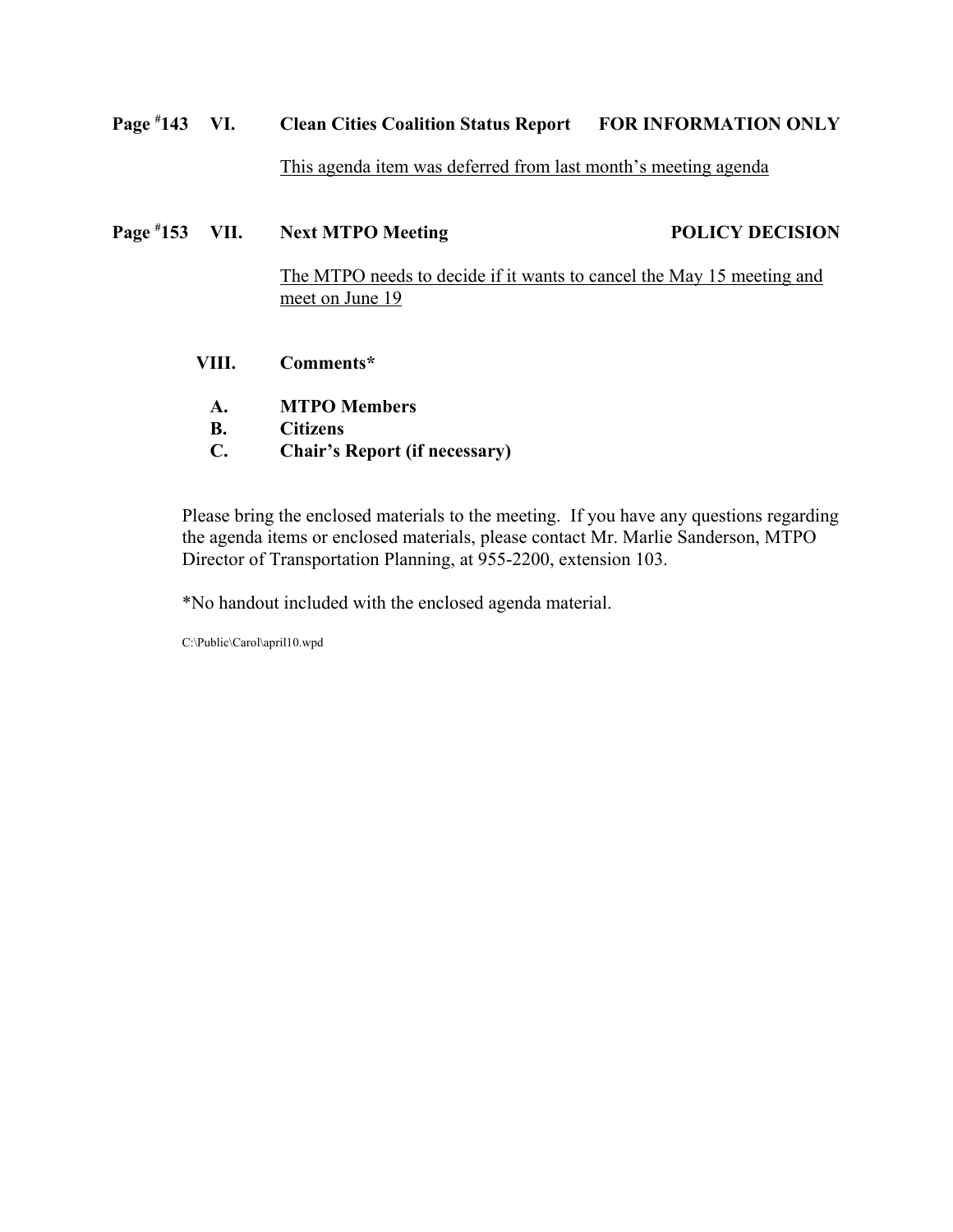**Page #143 VI. Clean Cities Coalition Status Report FOR INFORMATION ONLY**

This agenda item was deferred from last month's meeting agenda

**Page #153 VII. Next MTPO Meeting POLICY DECISION**

The MTPO needs to decide if it wants to cancel the May 15 meeting and meet on June 19

**VIII. Comments***

**A. MTPO Members**
**B. Citizens**
**C. Chair's Report (if necessary)**

Please bring the enclosed materials to the meeting. If you have any questions regarding the agenda items or enclosed materials, please contact Mr. Marlie Sanderson, MTPO Director of Transportation Planning, at 955-2200, extension 103.

*No handout included with the enclosed agenda material.

C:\Public\Carol\april10.wpd